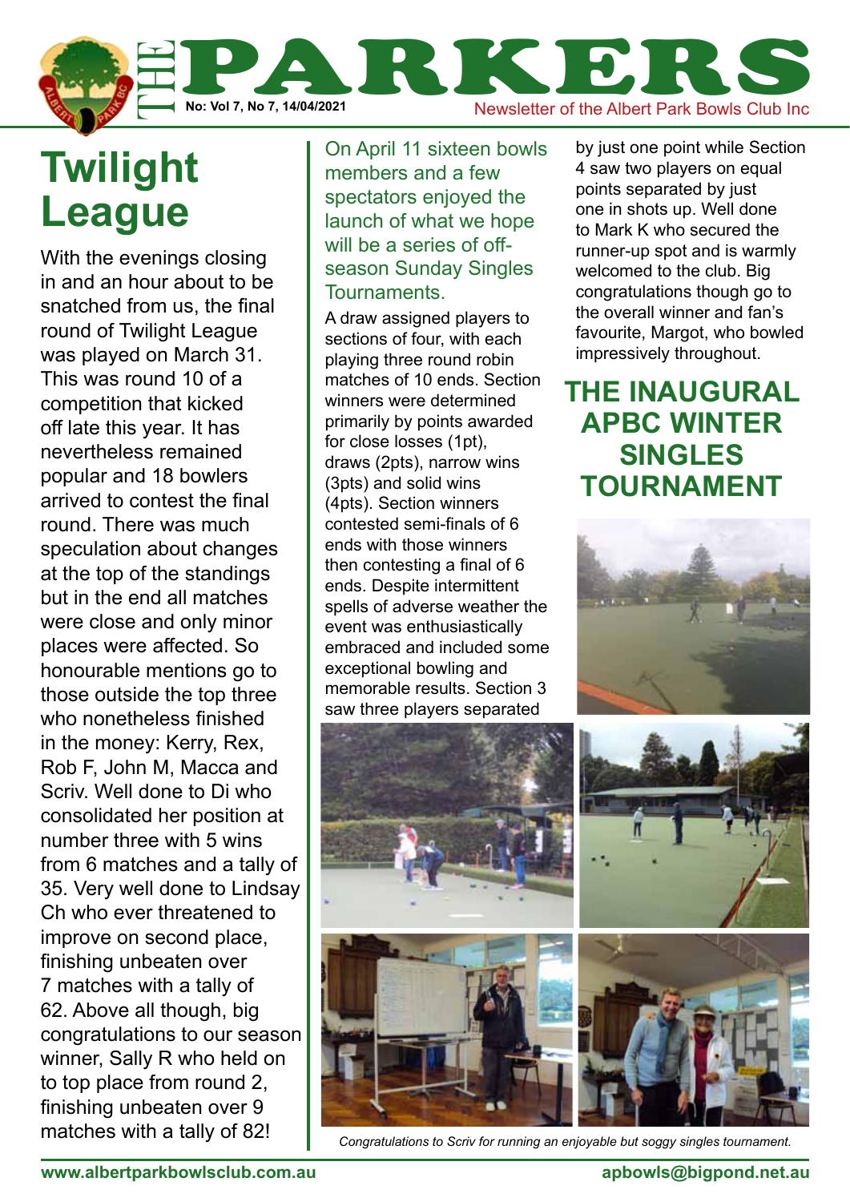# THE PARKERS

No: Vol 7, No 7, 14/04/2021

Newsletter of the Albert Park Bowls Club Inc

## Twilight League

With the evenings closing in and an hour about to be snatched from us, the final round of Twilight League was played on March 31. This was round 10 of a competition that kicked off late this year. It has nevertheless remained popular and 18 bowlers arrived to contest the final round. There was much speculation about changes at the top of the standings but in the end all matches were close and only minor places were affected. So honourable mentions go to those outside the top three who nonetheless finished in the money: Kerry, Rex, Rob F, John M, Macca and Scriv. Well done to Di who consolidated her position at number three with 5 wins from 6 matches and a tally of 35. Very well done to Lindsay Ch who ever threatened to improve on second place, finishing unbeaten over 7 matches with a tally of 62. Above all though, big congratulations to our season winner, Sally R who held on to top place from round 2, finishing unbeaten over 9 matches with a tally of 82!

## THE INAUGURAL APBC WINTER SINGLES TOURNAMENT

On April 11 sixteen bowls members and a few spectators enjoyed the launch of what we hope will be a series of off-season Sunday Singles Tournaments.

A draw assigned players to sections of four, with each playing three round robin matches of 10 ends. Section winners were determined primarily by points awarded for close losses (1pt), draws (2pts), narrow wins (3pts) and solid wins (4pts). Section winners contested semi-finals of 6 ends with those winners then contesting a final of 6 ends. Despite intermittent spells of adverse weather the event was enthusiastically embraced and included some exceptional bowling and memorable results. Section 3 saw three players separated by just one point while Section 4 saw two players on equal points separated by just one in shots up. Well done to Mark K who secured the runner-up spot and is warmly welcomed to the club. Big congratulations though go to the overall winner and fan's favourite, Margot, who bowled impressively throughout.

*Congratulations to Scriv for running an enjoyable but soggy singles tournament.*

www.albertparkbowlsclub.com.au apbowls@bigpond.net.au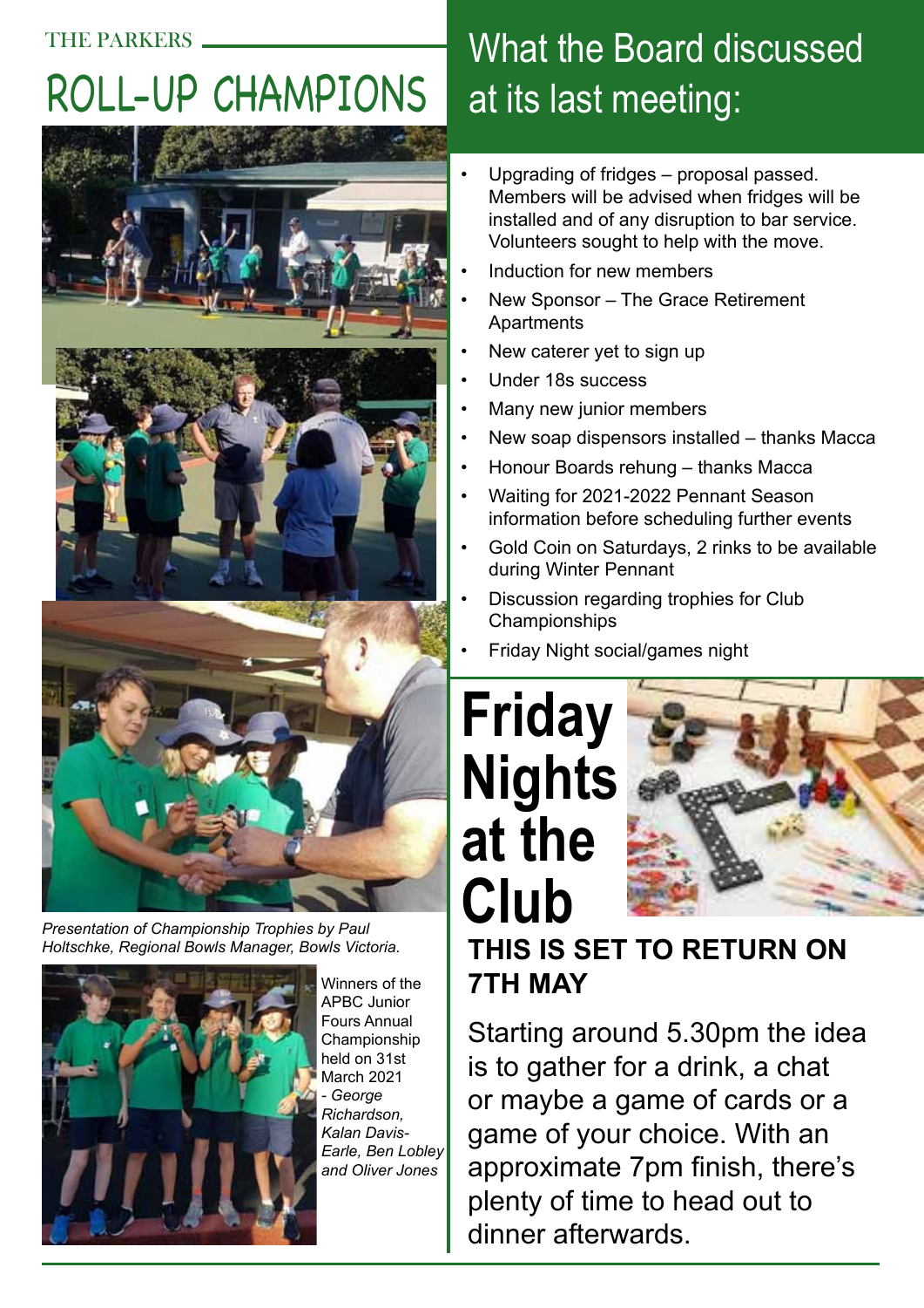THE PARKERS

# ROLL-UP CHAMPIONS

*Presentation of Championship Trophies by Paul Holtschke, Regional Bowls Manager, Bowls Victoria.*

Winners of the APBC Junior Fours Annual Championship held on 31st March 2021 - *George Richardson, Kalan Davis-Earle, Ben Lobley and Oliver Jones*

# What the Board discussed at its last meeting:

- Upgrading of fridges – proposal passed. Members will be advised when fridges will be installed and of any disruption to bar service. Volunteers sought to help with the move.
- Induction for new members
- New Sponsor – The Grace Retirement Apartments
- New caterer yet to sign up
- Under 18s success
- Many new junior members
- New soap dispensors installed – thanks Macca
- Honour Boards rehung – thanks Macca
- Waiting for 2021-2022 Pennant Season information before scheduling further events
- Gold Coin on Saturdays, 2 rinks to be available during Winter Pennant
- Discussion regarding trophies for Club Championships
- Friday Night social/games night

# Friday Nights at the Club

**THIS IS SET TO RETURN ON 7TH MAY**

Starting around 5.30pm the idea is to gather for a drink, a chat or maybe a game of cards or a game of your choice. With an approximate 7pm finish, there's plenty of time to head out to dinner afterwards.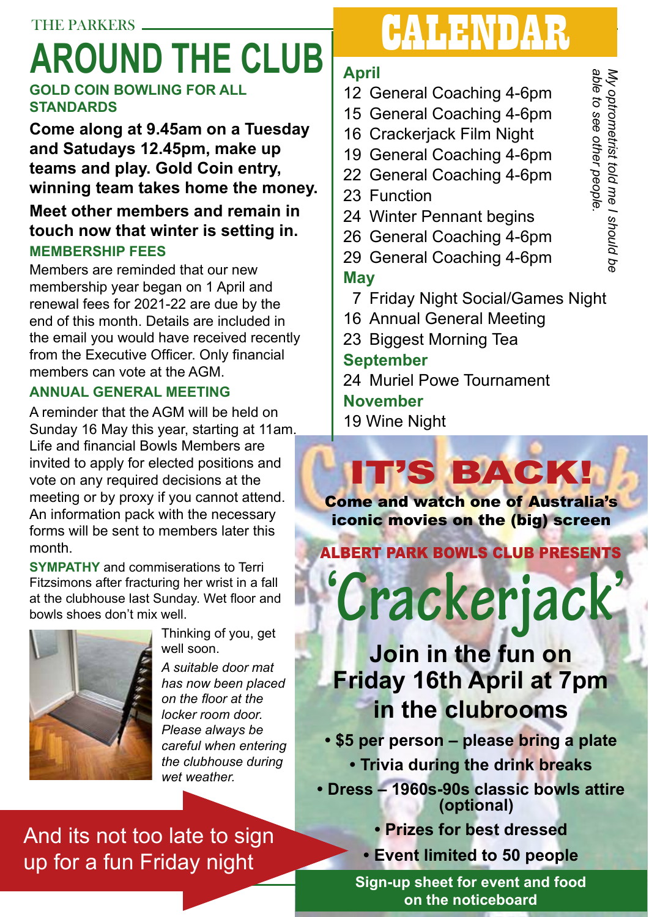THE PARKERS

# AROUND THE CLUB

### GOLD COIN BOWLING FOR ALL STANDARDS

**Come along at 9.45am on a Tuesday and Satudays 12.45pm, make up teams and play. Gold Coin entry, winning team takes home the money.**

**Meet other members and remain in touch now that winter is setting in.**

### MEMBERSHIP FEES

Members are reminded that our new membership year began on 1 April and renewal fees for 2021-22 are due by the end of this month. Details are included in the email you would have received recently from the Executive Officer. Only financial members can vote at the AGM.

### ANNUAL GENERAL MEETING

A reminder that the AGM will be held on Sunday 16 May this year, starting at 11am. Life and financial Bowls Members are invited to apply for elected positions and vote on any required decisions at the meeting or by proxy if you cannot attend. An information pack with the necessary forms will be sent to members later this month.

**SYMPATHY** and commiserations to Terri Fitzsimons after fracturing her wrist in a fall at the clubhouse last Sunday. Wet floor and bowls shoes don't mix well.

Thinking of you, get well soon.

*A suitable door mat has now been placed on the floor at the locker room door. Please always be careful when entering the clubhouse during wet weather.*

And its not too late to sign up for a fun Friday night

# CALENDAR

**April**

12 General Coaching 4-6pm
15 General Coaching 4-6pm
16 Crackerjack Film Night
19 General Coaching 4-6pm
22 General Coaching 4-6pm
23 Function
24 Winter Pennant begins
26 General Coaching 4-6pm
29 General Coaching 4-6pm

**May**

7 Friday Night Social/Games Night
16 Annual General Meeting
23 Biggest Morning Tea

**September**

24 Muriel Powe Tournament

**November**

19 Wine Night

*My optrometrist told me I should be able to see other people.*

## IT'S BACK!

**Come and watch one of Australia's iconic movies on the (big) screen**

ALBERT PARK BOWLS CLUB PRESENTS

# 'Crackerjack'

**Join in the fun on Friday 16th April at 7pm in the clubrooms**

- **$5 per person – please bring a plate**
- **Trivia during the drink breaks**
- **Dress – 1960s-90s classic bowls attire (optional)**
- **Prizes for best dressed**
- **Event limited to 50 people**

**Sign-up sheet for event and food on the noticeboard**